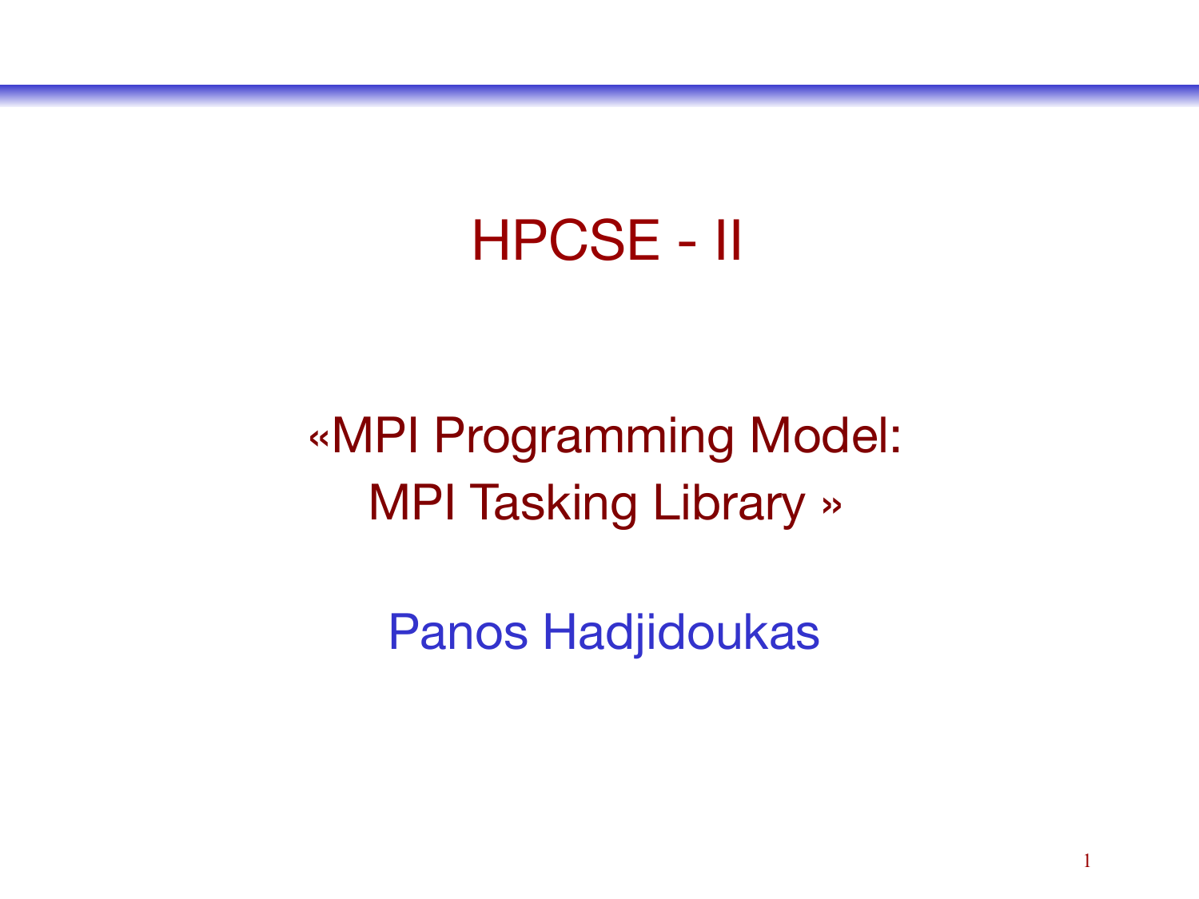# HPCSE - II

## «MPI Programming Model: MPI Tasking Library »

Panos Hadjidoukas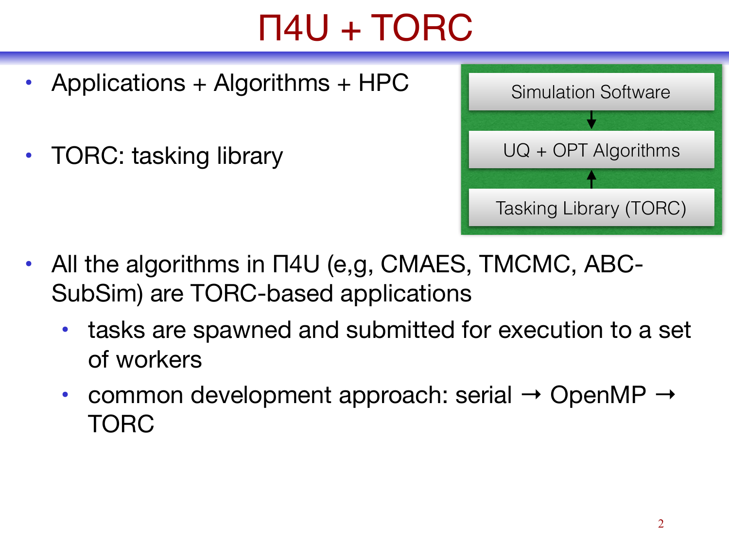# Π4U + TORC

- Applications + Algorithms + HPC
- TORC: tasking library

Simulation Software

↓

UQ + OPT Algorithms

↑

Tasking Library (TORC)

- All the algorithms in Π4U (e,g, CMAES, TMCMC, ABC-SubSim) are TORC-based applications
  - tasks are spawned and submitted for execution to a set of workers
  - common development approach: serial → OpenMP → TORC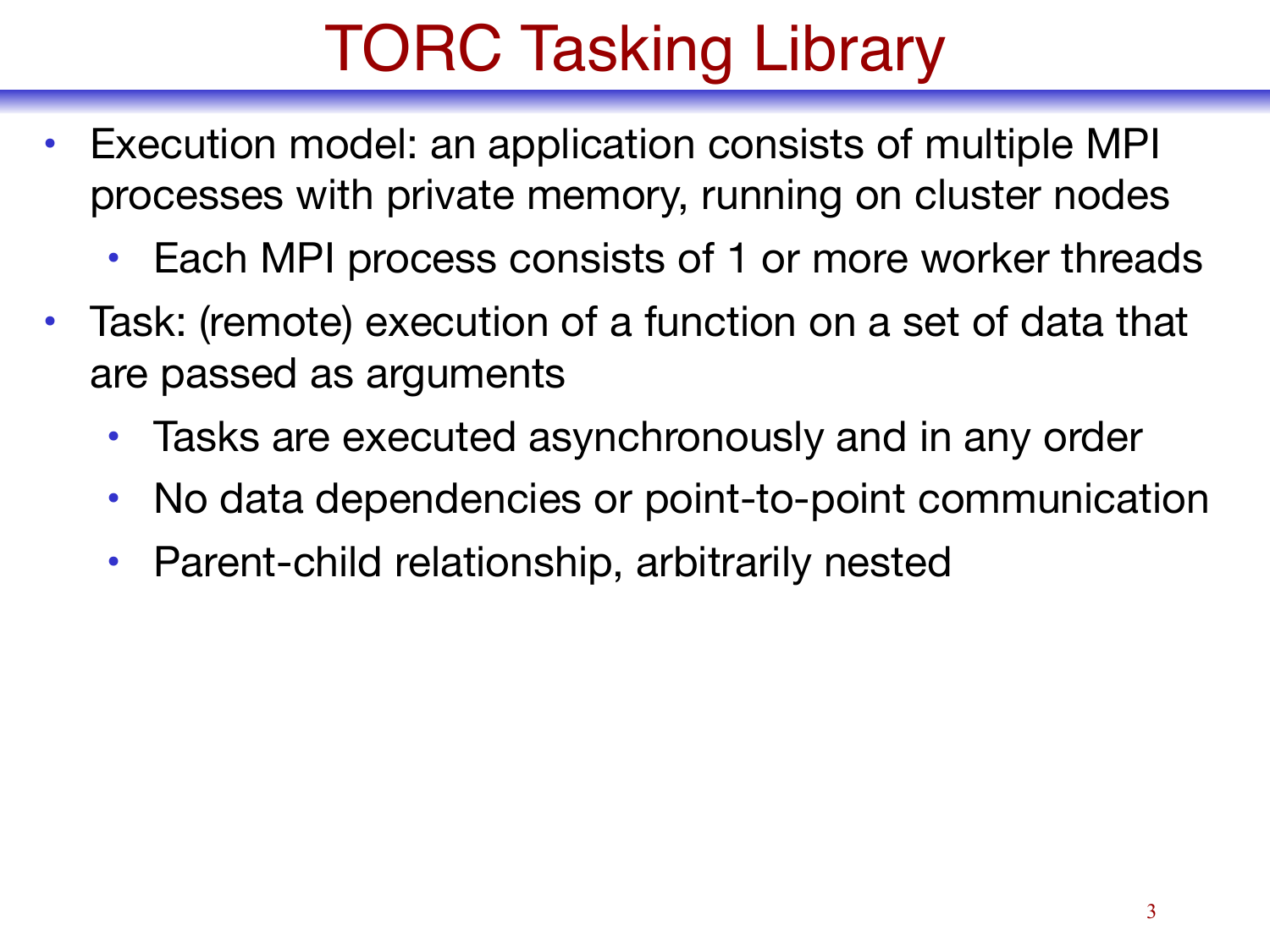# TORC Tasking Library

- Execution model: an application consists of multiple MPI processes with private memory, running on cluster nodes
  - Each MPI process consists of 1 or more worker threads
- Task: (remote) execution of a function on a set of data that are passed as arguments
  - Tasks are executed asynchronously and in any order
  - No data dependencies or point-to-point communication
  - Parent-child relationship, arbitrarily nested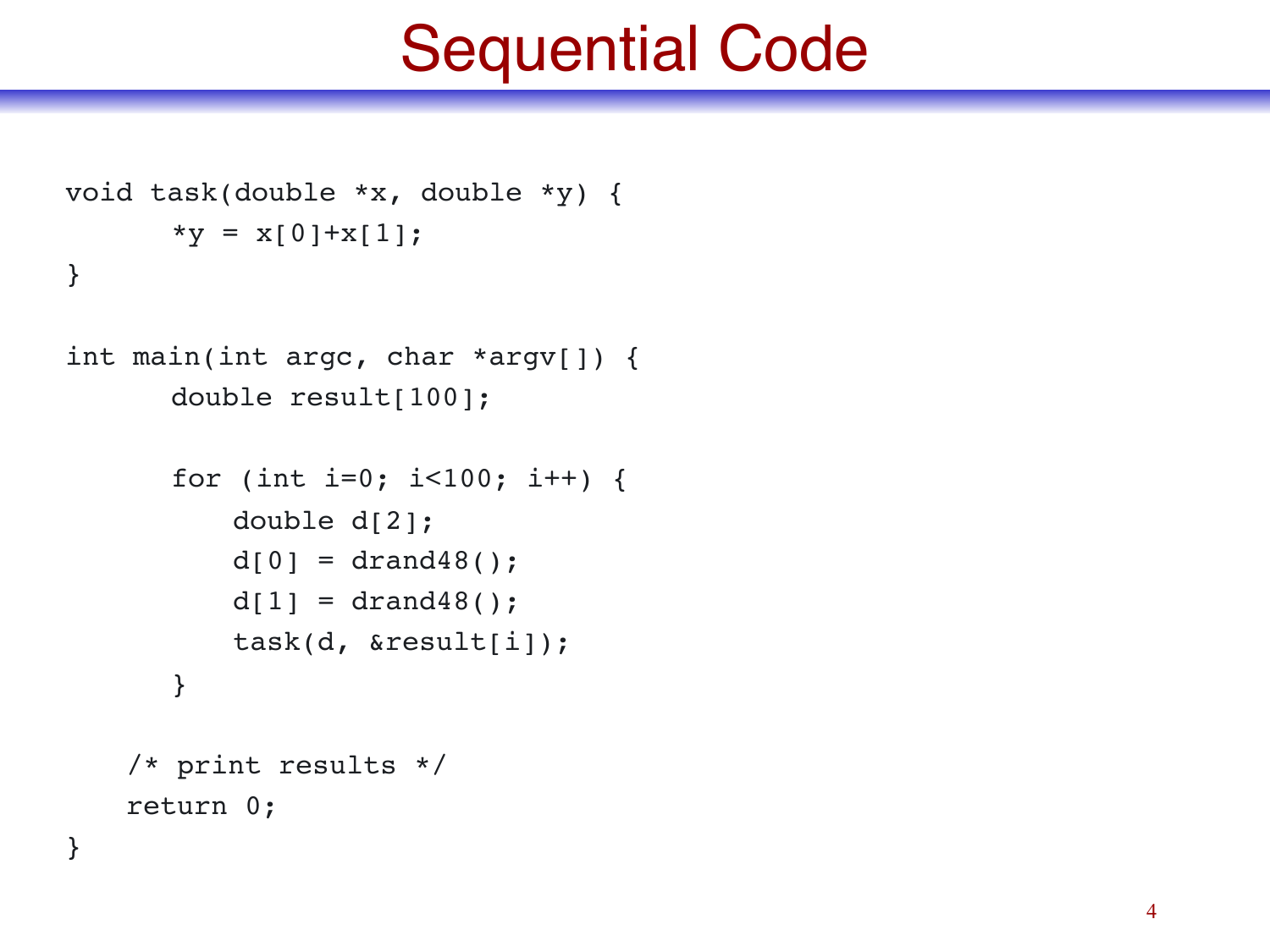# Sequential Code

```
void task(double *x, double *y) {
      *y = x[0]+x[1];
}

int main(int argc, char *argv[]) {
      double result[100];

      for (int i=0; i<100; i++) {
          double d[2];
          d[0] = drand48();
          d[1] = drand48();
          task(d, &result[i]);
      }

    /* print results */
    return 0;
}
```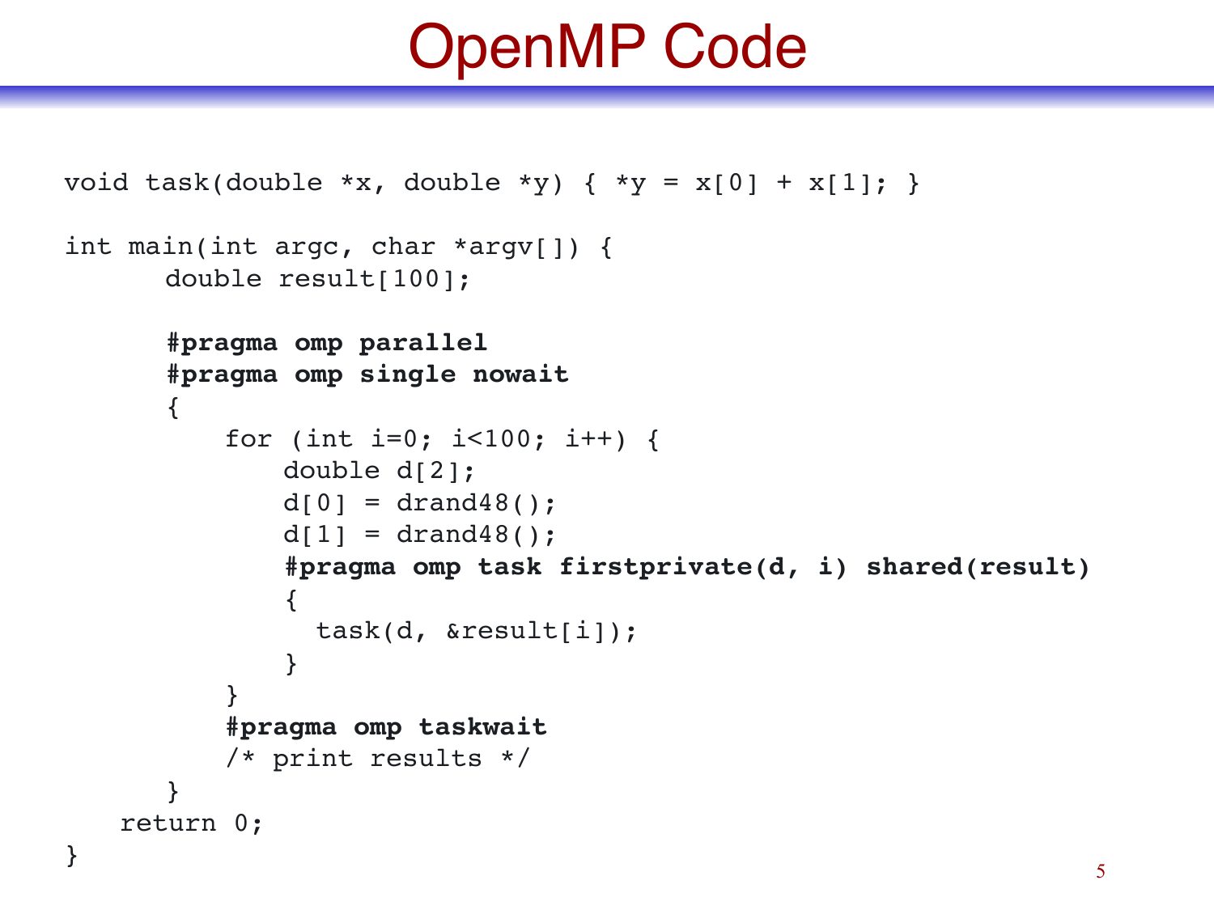# OpenMP Code

```
void task(double *x, double *y) { *y = x[0] + x[1]; }

int main(int argc, char *argv[]) {
      double result[100];

      #pragma omp parallel
      #pragma omp single nowait
      {
          for (int i=0; i<100; i++) {
              double d[2];
              d[0] = drand48();
              d[1] = drand48();
              #pragma omp task firstprivate(d, i) shared(result)
              {
                task(d, &result[i]);
              }
          }
          #pragma omp taskwait
          /* print results */
      }
    return 0;
}
```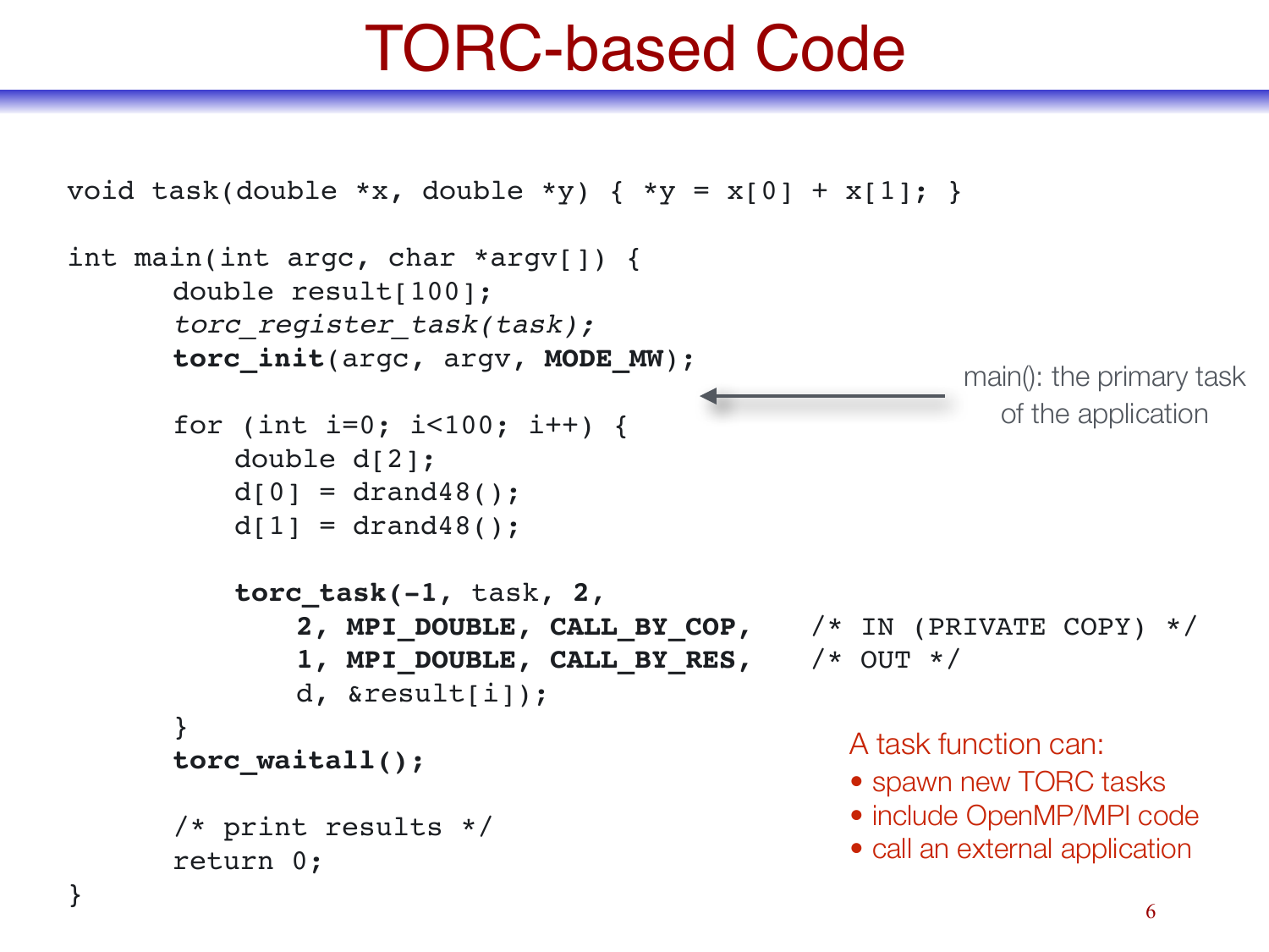# TORC-based Code

```c
void task(double *x, double *y) { *y = x[0] + x[1]; }

int main(int argc, char *argv[]) {
      double result[100];
      torc_register_task(task);
      torc_init(argc, argv, MODE_MW);

      for (int i=0; i<100; i++) {
          double d[2];
          d[0] = drand48();
          d[1] = drand48();

          torc_task(-1, task, 2,
              2, MPI_DOUBLE, CALL_BY_COP,    /* IN (PRIVATE COPY) */
              1, MPI_DOUBLE, CALL_BY_RES,    /* OUT */
              d, &result[i]);
      }
      torc_waitall();

      /* print results */
      return 0;
}
```

main(): the primary task of the application

A task function can:

- spawn new TORC tasks
- include OpenMP/MPI code
- call an external application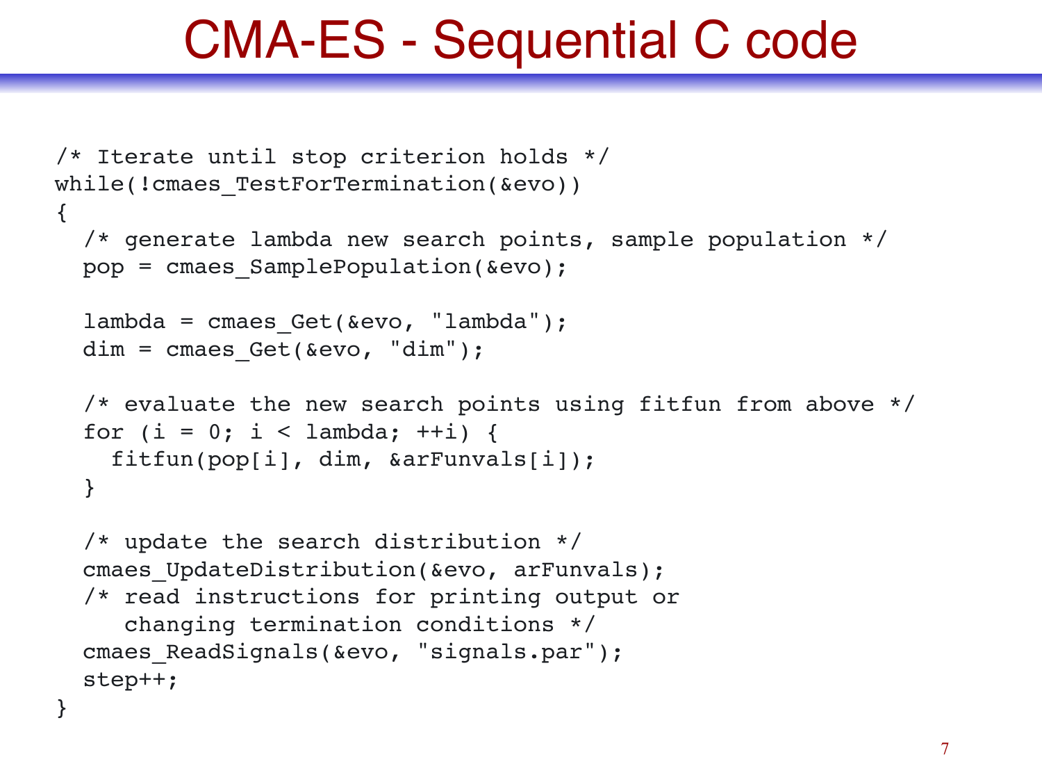# CMA-ES - Sequential C code

```
/* Iterate until stop criterion holds */
while(!cmaes_TestForTermination(&evo))
{
  /* generate lambda new search points, sample population */
  pop = cmaes_SamplePopulation(&evo);

  lambda = cmaes_Get(&evo, "lambda");
  dim = cmaes_Get(&evo, "dim");

  /* evaluate the new search points using fitfun from above */
  for (i = 0; i < lambda; ++i) {
    fitfun(pop[i], dim, &arFunvals[i]);
  }

  /* update the search distribution */
  cmaes_UpdateDistribution(&evo, arFunvals);
  /* read instructions for printing output or
     changing termination conditions */
  cmaes_ReadSignals(&evo, "signals.par");
  step++;
}
```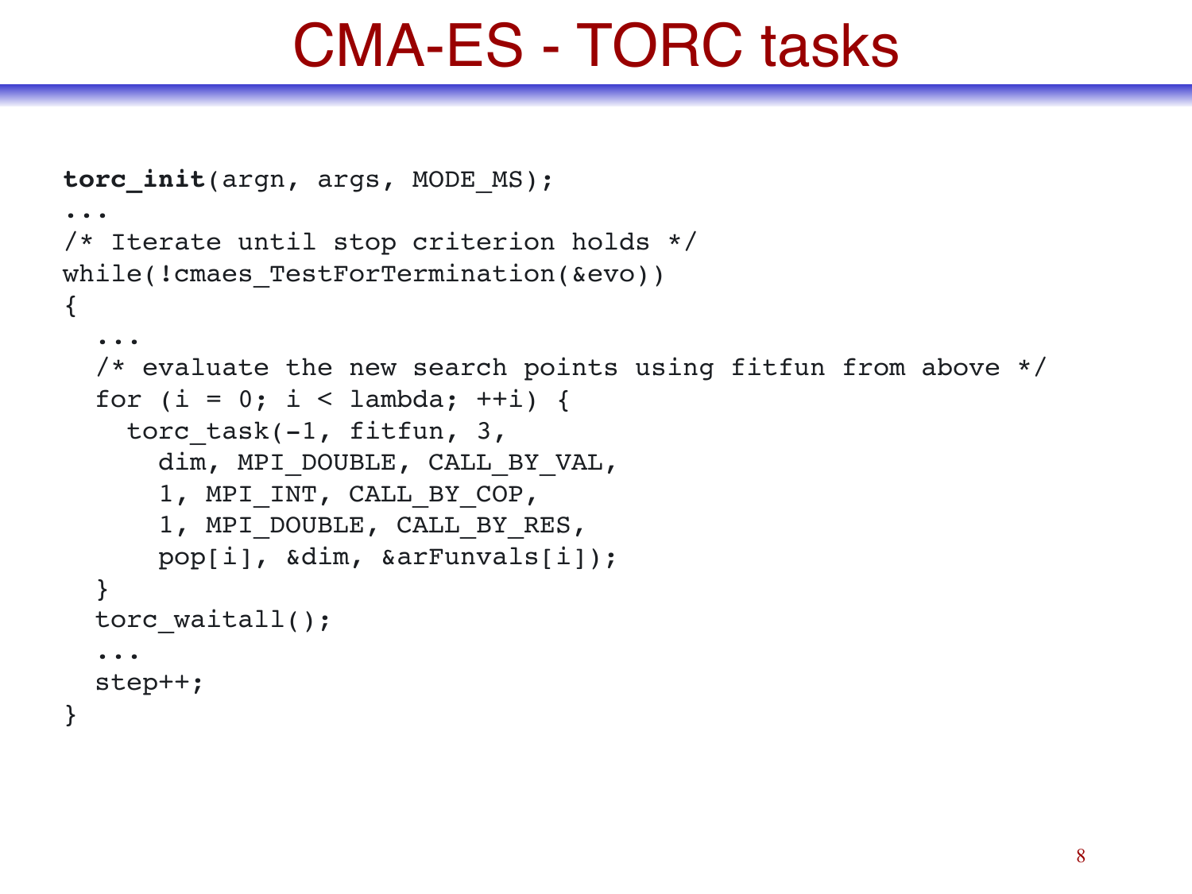# CMA-ES - TORC tasks

```
torc_init(argn, args, MODE_MS);
...
/* Iterate until stop criterion holds */
while(!cmaes_TestForTermination(&evo))
{
  ...
  /* evaluate the new search points using fitfun from above */
  for (i = 0; i < lambda; ++i) {
    torc_task(-1, fitfun, 3,
      dim, MPI_DOUBLE, CALL_BY_VAL,
      1, MPI_INT, CALL_BY_COP,
      1, MPI_DOUBLE, CALL_BY_RES,
      pop[i], &dim, &arFunvals[i]);
  }
  torc_waitall();
  ...
  step++;
}
```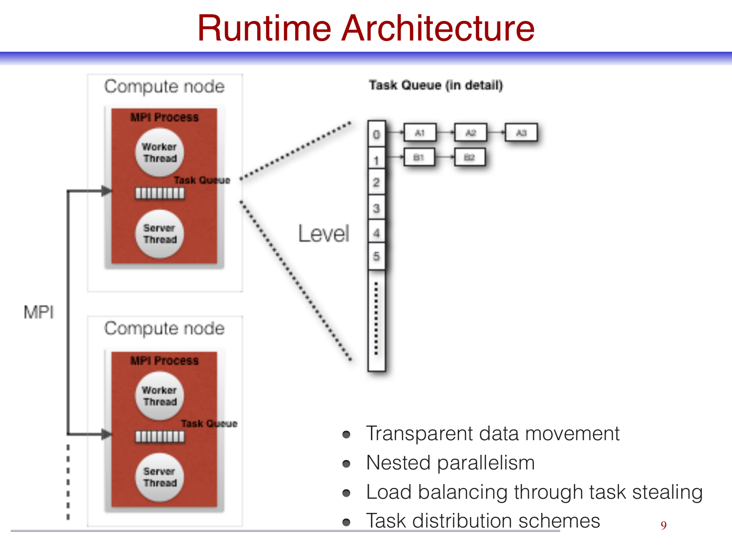# Runtime Architecture

Compute node

MPI Process

Worker Thread

Task Queue

Server Thread

MPI

Compute node

MPI Process

Worker Thread

Task Queue

Server Thread

**Task Queue (in detail)**

Level

0 → A1 → A2 → A3

1 → B1 → B2

2

3

4

5

- Transparent data movement
- Nested parallelism
- Load balancing through task stealing
- Task distribution schemes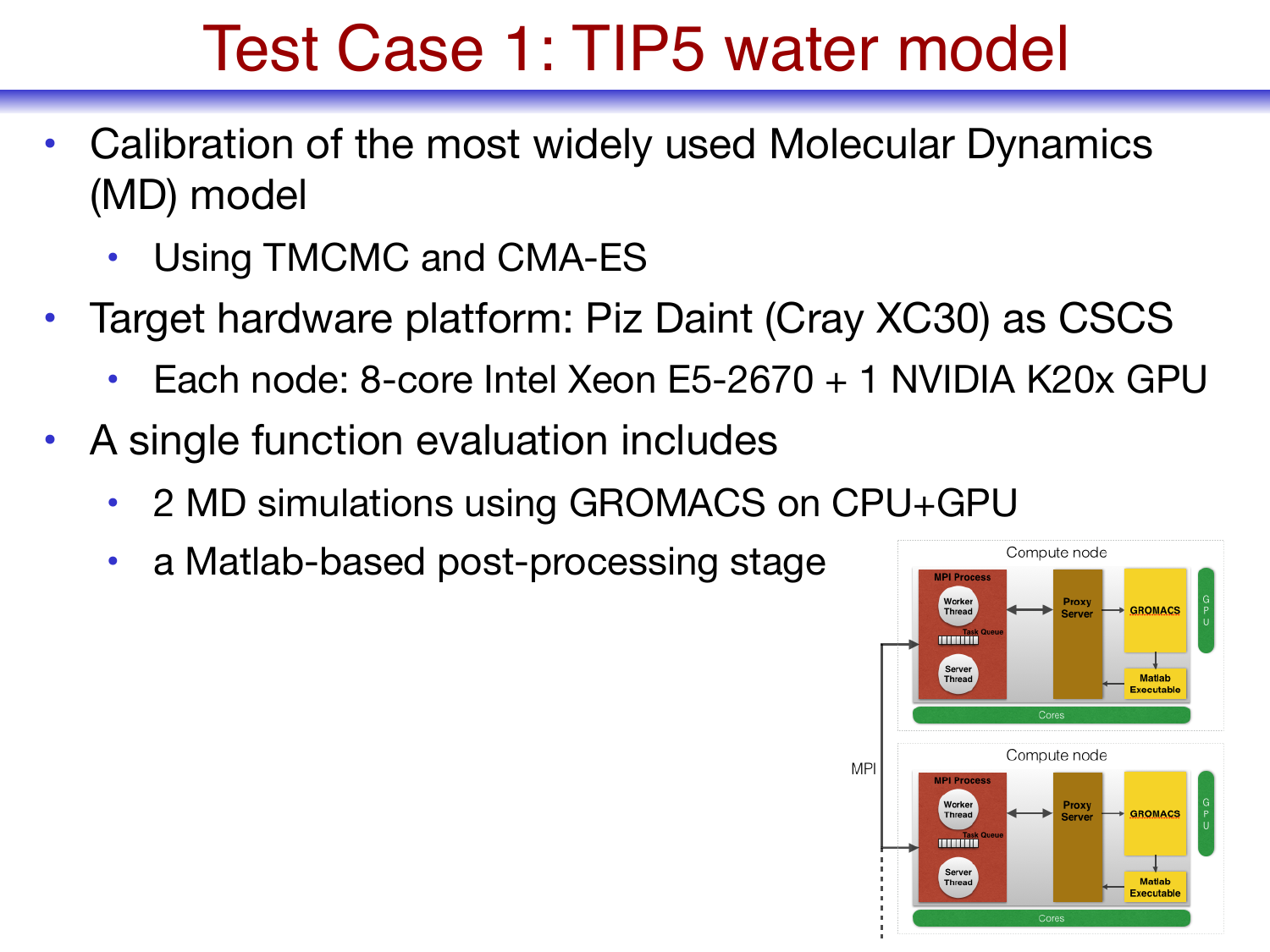# Test Case 1: TIP5 water model

- Calibration of the most widely used Molecular Dynamics (MD) model
  - Using TMCMC and CMA-ES
- Target hardware platform: Piz Daint (Cray XC30) as CSCS
  - Each node: 8-core Intel Xeon E5-2670 + 1 NVIDIA K20x GPU
- A single function evaluation includes
  - 2 MD simulations using GROMACS on CPU+GPU
  - a Matlab-based post-processing stage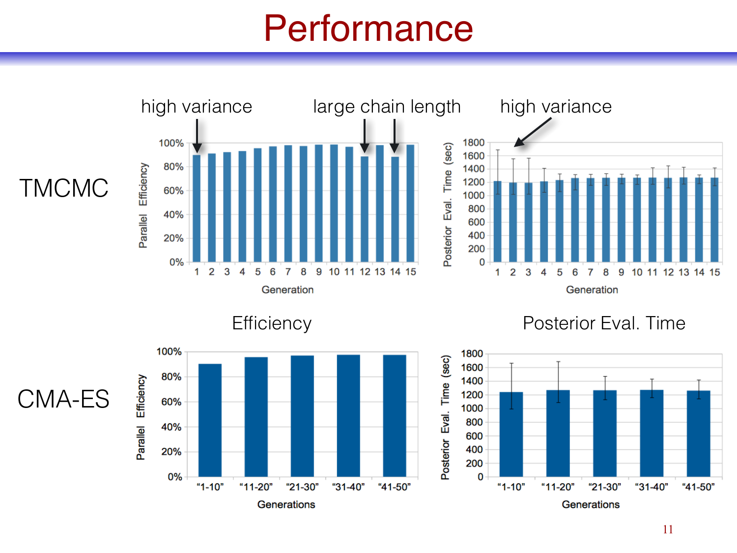# Performance

high variance — large chain length — high variance

**TMCMC**

Parallel Efficiency (0%–100%) vs. Generation (1–15)

Posterior Eval. Time (sec) (0–1800) vs. Generation (1–15)

**CMA-ES**

Efficiency

Posterior Eval. Time

Parallel Efficiency (0%–100%) vs. Generations ("1-10", "11-20", "21-30", "31-40", "41-50")

Posterior Eval. Time (sec) (0–1800) vs. Generations ("1-10", "11-20", "21-30", "31-40", "41-50")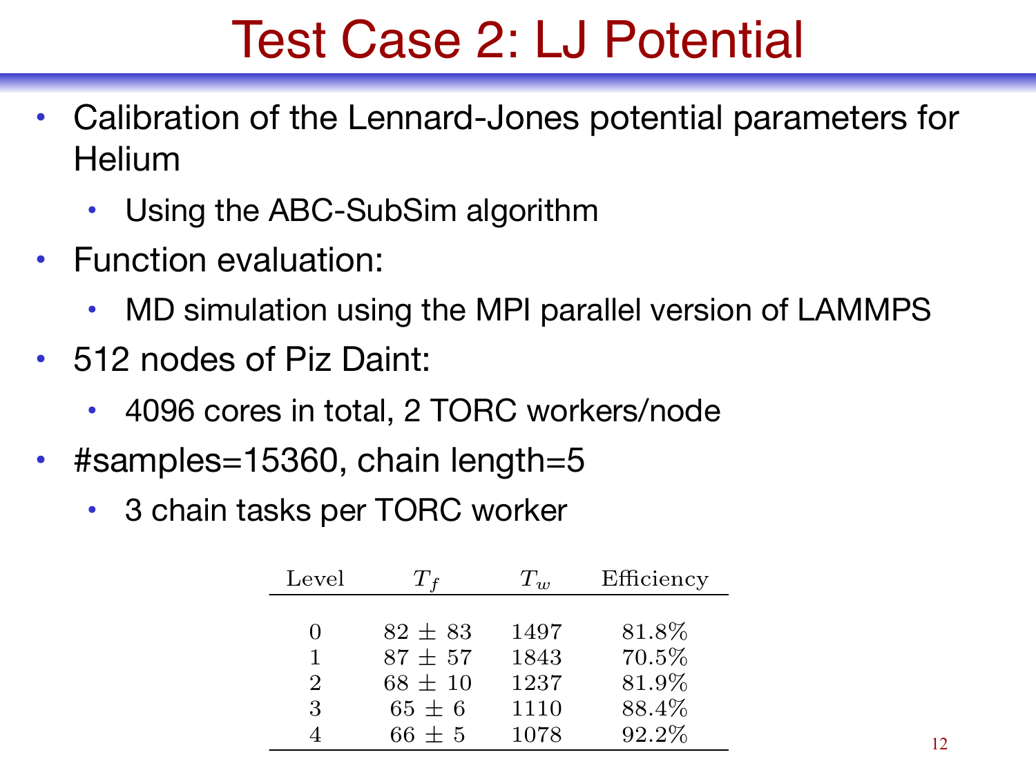# Test Case 2: LJ Potential

- Calibration of the Lennard-Jones potential parameters for Helium
  - Using the ABC-SubSim algorithm
- Function evaluation:
  - MD simulation using the MPI parallel version of LAMMPS
- 512 nodes of Piz Daint:
  - 4096 cores in total, 2 TORC workers/node
- #samples=15360, chain length=5
  - 3 chain tasks per TORC worker

| Level | $T_f$ | $T_w$ | Efficiency |
|---|---|---|---|
| 0 | $82 \pm 83$ | 1497 | 81.8% |
| 1 | $87 \pm 57$ | 1843 | 70.5% |
| 2 | $68 \pm 10$ | 1237 | 81.9% |
| 3 | $65 \pm 6$ | 1110 | 88.4% |
| 4 | $66 \pm 5$ | 1078 | 92.2% |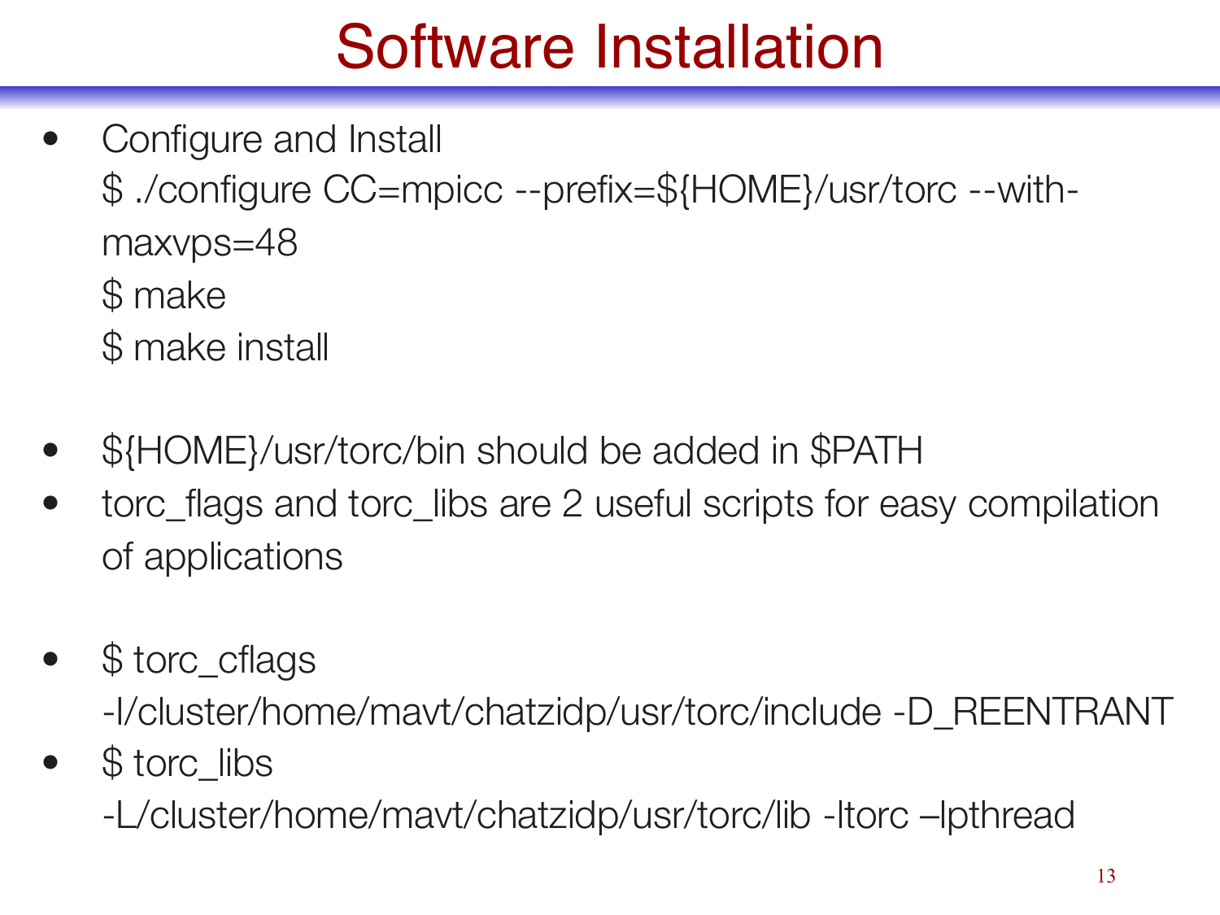# Software Installation

- Configure and Install

  $ ./configure CC=mpicc --prefix=${HOME}/usr/torc --with-maxvps=48

  $ make

  $ make install

- ${HOME}/usr/torc/bin should be added in $PATH
- torc_flags and torc_libs are 2 useful scripts for easy compilation of applications

- $ torc_cflags

  -I/cluster/home/mavt/chatzidp/usr/torc/include -D_REENTRANT
- $ torc_libs

  -L/cluster/home/mavt/chatzidp/usr/torc/lib -ltorc –lpthread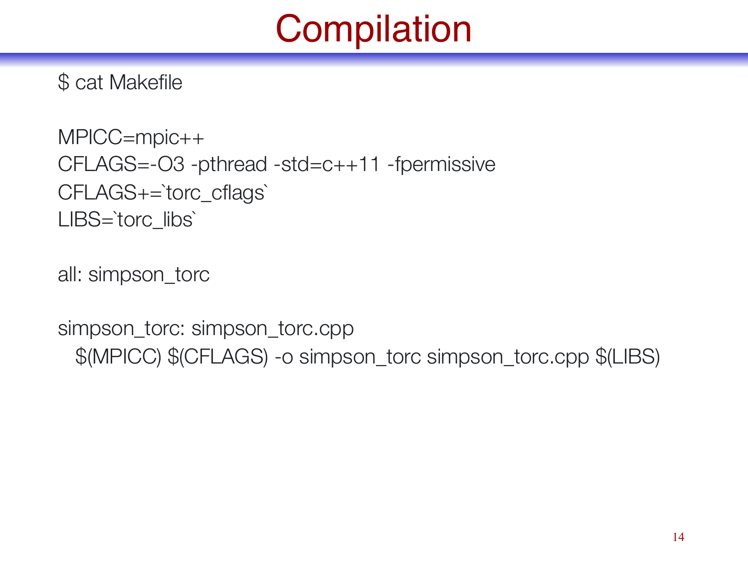# Compilation

```
$ cat Makefile

MPICC=mpic++
CFLAGS=-O3 -pthread -std=c++11 -fpermissive
CFLAGS+=`torc_cflags`
LIBS=`torc_libs`

all: simpson_torc

simpson_torc: simpson_torc.cpp
	$(MPICC) $(CFLAGS) -o simpson_torc simpson_torc.cpp $(LIBS)
```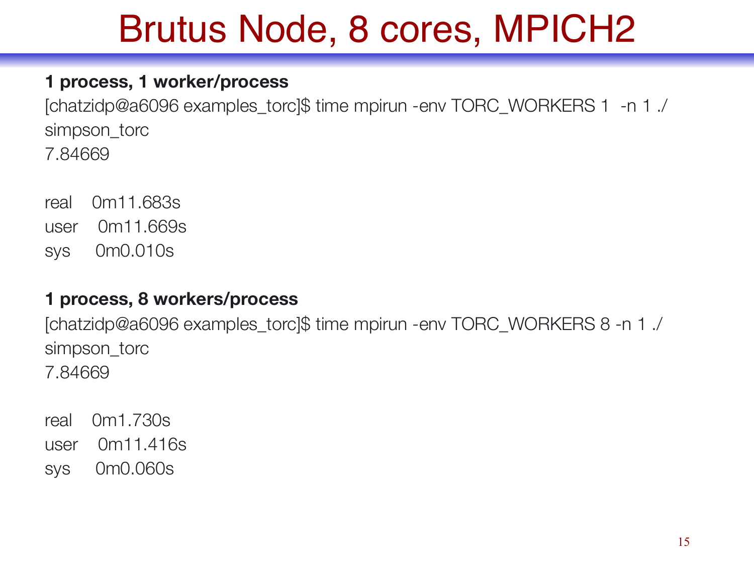# Brutus Node, 8 cores, MPICH2

**1 process, 1 worker/process**

```
[chatzidp@a6096 examples_torc]$ time mpirun -env TORC_WORKERS 1  -n 1 ./simpson_torc
7.84669

real    0m11.683s
user    0m11.669s
sys     0m0.010s
```

**1 process, 8 workers/process**

```
[chatzidp@a6096 examples_torc]$ time mpirun -env TORC_WORKERS 8 -n 1 ./simpson_torc
7.84669

real    0m1.730s
user    0m11.416s
sys     0m0.060s
```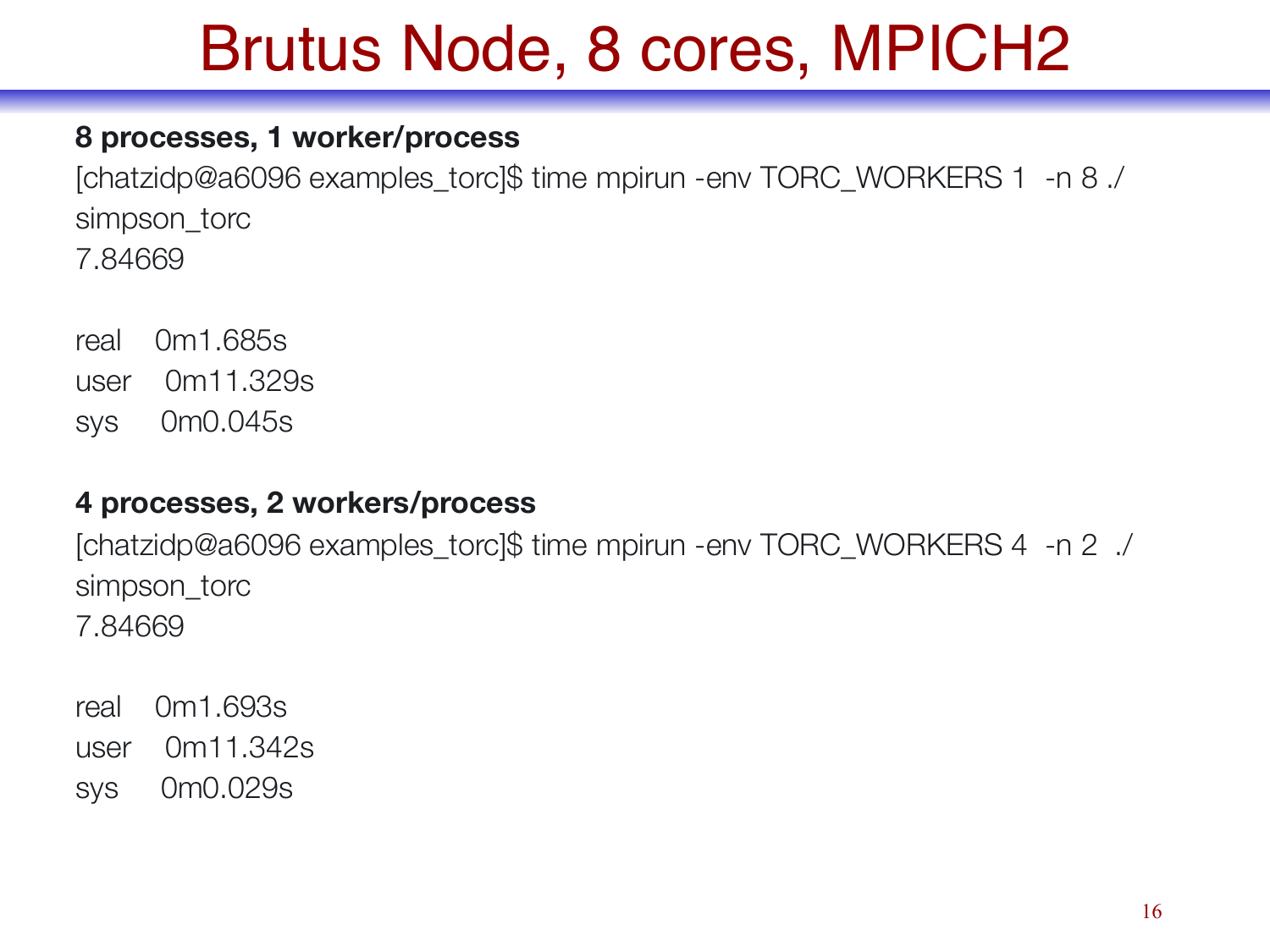# Brutus Node, 8 cores, MPICH2

**8 processes, 1 worker/process**

```
[chatzidp@a6096 examples_torc]$ time mpirun -env TORC_WORKERS 1  -n 8 ./
simpson_torc
7.84669

real    0m1.685s
user    0m11.329s
sys     0m0.045s
```

**4 processes, 2 workers/process**

```
[chatzidp@a6096 examples_torc]$ time mpirun -env TORC_WORKERS 4  -n 2  ./
simpson_torc
7.84669

real    0m1.693s
user    0m11.342s
sys     0m0.029s
```